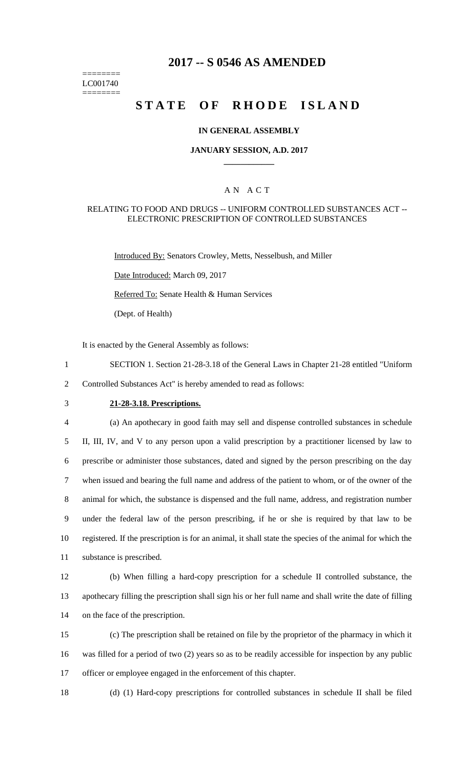# 2017 -- S 0546 AS AMENDED

========
LC001740
========

# STATE OF RHODE ISLAND

## IN GENERAL ASSEMBLY

### JANUARY SESSION, A.D. 2017

---

AN ACT

RELATING TO FOOD AND DRUGS -- UNIFORM CONTROLLED SUBSTANCES ACT -- ELECTRONIC PRESCRIPTION OF CONTROLLED SUBSTANCES

Introduced By: Senators Crowley, Metts, Nesselbush, and Miller

Date Introduced: March 09, 2017

Referred To: Senate Health & Human Services

(Dept. of Health)

It is enacted by the General Assembly as follows:

SECTION 1. Section 21-28-3.18 of the General Laws in Chapter 21-28 entitled "Uniform Controlled Substances Act" is hereby amended to read as follows:

**21-28-3.18. Prescriptions.**

(a) An apothecary in good faith may sell and dispense controlled substances in schedule II, III, IV, and V to any person upon a valid prescription by a practitioner licensed by law to prescribe or administer those substances, dated and signed by the person prescribing on the day when issued and bearing the full name and address of the patient to whom, or of the owner of the animal for which, the substance is dispensed and the full name, address, and registration number under the federal law of the person prescribing, if he or she is required by that law to be registered. If the prescription is for an animal, it shall state the species of the animal for which the substance is prescribed.

(b) When filling a hard-copy prescription for a schedule II controlled substance, the apothecary filling the prescription shall sign his or her full name and shall write the date of filling on the face of the prescription.

(c) The prescription shall be retained on file by the proprietor of the pharmacy in which it was filled for a period of two (2) years so as to be readily accessible for inspection by any public officer or employee engaged in the enforcement of this chapter.

(d) (1) Hard-copy prescriptions for controlled substances in schedule II shall be filed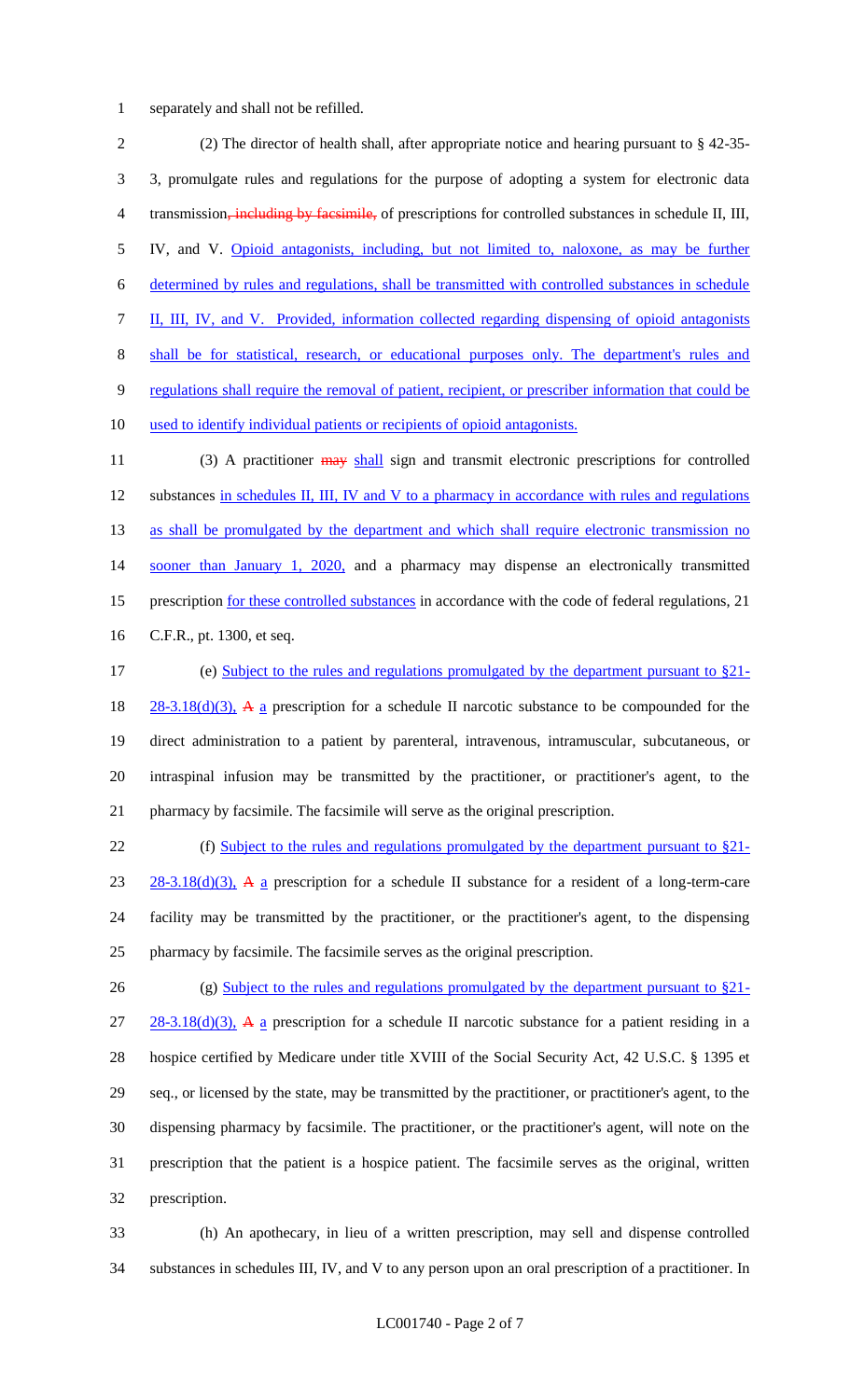separately and shall not be refilled.

(2) The director of health shall, after appropriate notice and hearing pursuant to § 42-35-3, promulgate rules and regulations for the purpose of adopting a system for electronic data transmission~~, including by facsimile,~~ of prescriptions for controlled substances in schedule II, III, IV, and V. Opioid antagonists, including, but not limited to, naloxone, as may be further determined by rules and regulations, shall be transmitted with controlled substances in schedule II, III, IV, and V. Provided, information collected regarding dispensing of opioid antagonists shall be for statistical, research, or educational purposes only. The department's rules and regulations shall require the removal of patient, recipient, or prescriber information that could be used to identify individual patients or recipients of opioid antagonists.

(3) A practitioner ~~may~~ shall sign and transmit electronic prescriptions for controlled substances in schedules II, III, IV and V to a pharmacy in accordance with rules and regulations as shall be promulgated by the department and which shall require electronic transmission no sooner than January 1, 2020, and a pharmacy may dispense an electronically transmitted prescription for these controlled substances in accordance with the code of federal regulations, 21 C.F.R., pt. 1300, et seq.

(e) Subject to the rules and regulations promulgated by the department pursuant to §21-28-3.18(d)(3), ~~A~~ a prescription for a schedule II narcotic substance to be compounded for the direct administration to a patient by parenteral, intravenous, intramuscular, subcutaneous, or intraspinal infusion may be transmitted by the practitioner, or practitioner's agent, to the pharmacy by facsimile. The facsimile will serve as the original prescription.

(f) Subject to the rules and regulations promulgated by the department pursuant to §21-28-3.18(d)(3), ~~A~~ a prescription for a schedule II substance for a resident of a long-term-care facility may be transmitted by the practitioner, or the practitioner's agent, to the dispensing pharmacy by facsimile. The facsimile serves as the original prescription.

(g) Subject to the rules and regulations promulgated by the department pursuant to §21-28-3.18(d)(3), ~~A~~ a prescription for a schedule II narcotic substance for a patient residing in a hospice certified by Medicare under title XVIII of the Social Security Act, 42 U.S.C. § 1395 et seq., or licensed by the state, may be transmitted by the practitioner, or practitioner's agent, to the dispensing pharmacy by facsimile. The practitioner, or the practitioner's agent, will note on the prescription that the patient is a hospice patient. The facsimile serves as the original, written prescription.

(h) An apothecary, in lieu of a written prescription, may sell and dispense controlled substances in schedules III, IV, and V to any person upon an oral prescription of a practitioner. In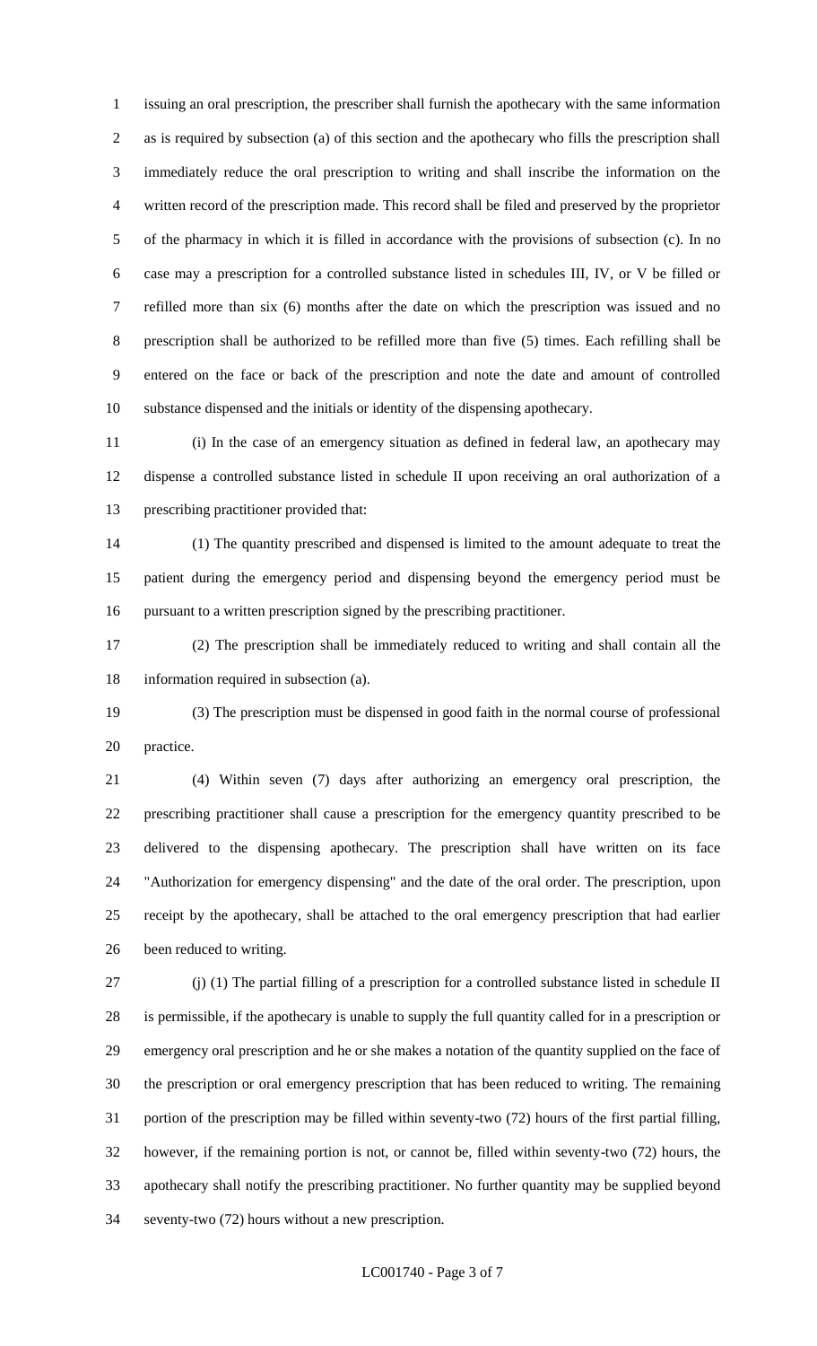issuing an oral prescription, the prescriber shall furnish the apothecary with the same information as is required by subsection (a) of this section and the apothecary who fills the prescription shall immediately reduce the oral prescription to writing and shall inscribe the information on the written record of the prescription made. This record shall be filed and preserved by the proprietor of the pharmacy in which it is filled in accordance with the provisions of subsection (c). In no case may a prescription for a controlled substance listed in schedules III, IV, or V be filled or refilled more than six (6) months after the date on which the prescription was issued and no prescription shall be authorized to be refilled more than five (5) times. Each refilling shall be entered on the face or back of the prescription and note the date and amount of controlled substance dispensed and the initials or identity of the dispensing apothecary.

(i) In the case of an emergency situation as defined in federal law, an apothecary may dispense a controlled substance listed in schedule II upon receiving an oral authorization of a prescribing practitioner provided that:

(1) The quantity prescribed and dispensed is limited to the amount adequate to treat the patient during the emergency period and dispensing beyond the emergency period must be pursuant to a written prescription signed by the prescribing practitioner.

(2) The prescription shall be immediately reduced to writing and shall contain all the information required in subsection (a).

(3) The prescription must be dispensed in good faith in the normal course of professional practice.

(4) Within seven (7) days after authorizing an emergency oral prescription, the prescribing practitioner shall cause a prescription for the emergency quantity prescribed to be delivered to the dispensing apothecary. The prescription shall have written on its face "Authorization for emergency dispensing" and the date of the oral order. The prescription, upon receipt by the apothecary, shall be attached to the oral emergency prescription that had earlier been reduced to writing.

(j) (1) The partial filling of a prescription for a controlled substance listed in schedule II is permissible, if the apothecary is unable to supply the full quantity called for in a prescription or emergency oral prescription and he or she makes a notation of the quantity supplied on the face of the prescription or oral emergency prescription that has been reduced to writing. The remaining portion of the prescription may be filled within seventy-two (72) hours of the first partial filling, however, if the remaining portion is not, or cannot be, filled within seventy-two (72) hours, the apothecary shall notify the prescribing practitioner. No further quantity may be supplied beyond seventy-two (72) hours without a new prescription.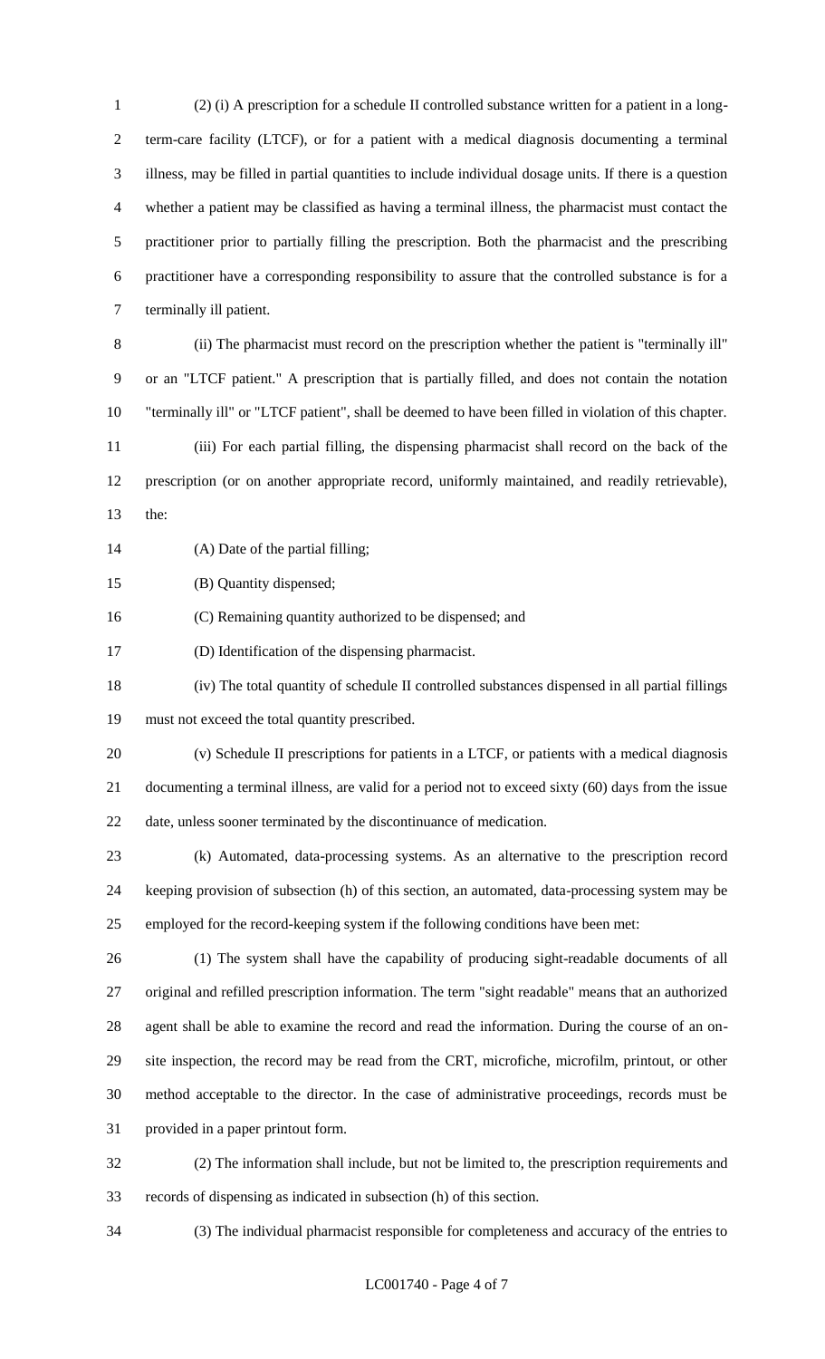(2) (i) A prescription for a schedule II controlled substance written for a patient in a long-term-care facility (LTCF), or for a patient with a medical diagnosis documenting a terminal illness, may be filled in partial quantities to include individual dosage units. If there is a question whether a patient may be classified as having a terminal illness, the pharmacist must contact the practitioner prior to partially filling the prescription. Both the pharmacist and the prescribing practitioner have a corresponding responsibility to assure that the controlled substance is for a terminally ill patient.

(ii) The pharmacist must record on the prescription whether the patient is "terminally ill" or an "LTCF patient." A prescription that is partially filled, and does not contain the notation "terminally ill" or "LTCF patient", shall be deemed to have been filled in violation of this chapter.

(iii) For each partial filling, the dispensing pharmacist shall record on the back of the prescription (or on another appropriate record, uniformly maintained, and readily retrievable), the:

(A) Date of the partial filling;

(B) Quantity dispensed;

(C) Remaining quantity authorized to be dispensed; and

(D) Identification of the dispensing pharmacist.

(iv) The total quantity of schedule II controlled substances dispensed in all partial fillings must not exceed the total quantity prescribed.

(v) Schedule II prescriptions for patients in a LTCF, or patients with a medical diagnosis documenting a terminal illness, are valid for a period not to exceed sixty (60) days from the issue date, unless sooner terminated by the discontinuance of medication.

(k) Automated, data-processing systems. As an alternative to the prescription record keeping provision of subsection (h) of this section, an automated, data-processing system may be employed for the record-keeping system if the following conditions have been met:

(1) The system shall have the capability of producing sight-readable documents of all original and refilled prescription information. The term "sight readable" means that an authorized agent shall be able to examine the record and read the information. During the course of an on-site inspection, the record may be read from the CRT, microfiche, microfilm, printout, or other method acceptable to the director. In the case of administrative proceedings, records must be provided in a paper printout form.

(2) The information shall include, but not be limited to, the prescription requirements and records of dispensing as indicated in subsection (h) of this section.

(3) The individual pharmacist responsible for completeness and accuracy of the entries to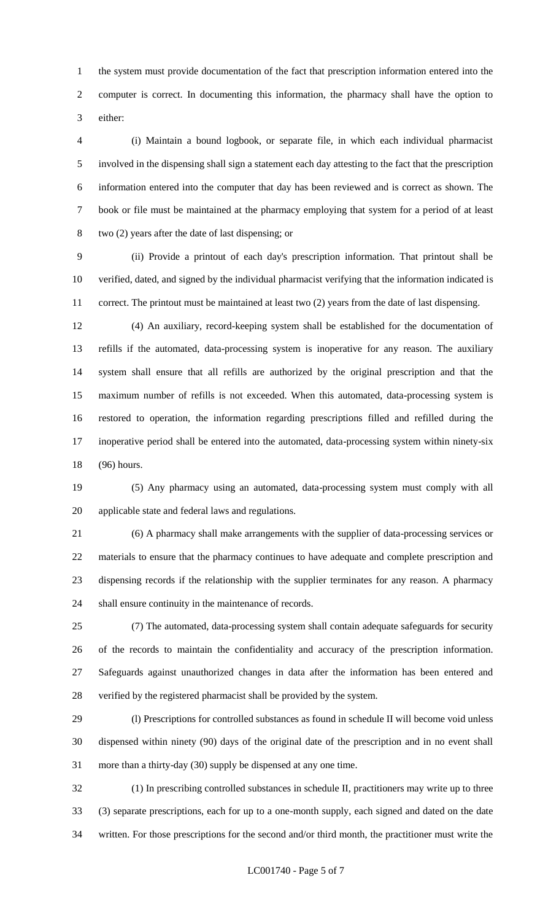the system must provide documentation of the fact that prescription information entered into the computer is correct. In documenting this information, the pharmacy shall have the option to either:

(i) Maintain a bound logbook, or separate file, in which each individual pharmacist involved in the dispensing shall sign a statement each day attesting to the fact that the prescription information entered into the computer that day has been reviewed and is correct as shown. The book or file must be maintained at the pharmacy employing that system for a period of at least two (2) years after the date of last dispensing; or

(ii) Provide a printout of each day's prescription information. That printout shall be verified, dated, and signed by the individual pharmacist verifying that the information indicated is correct. The printout must be maintained at least two (2) years from the date of last dispensing.

(4) An auxiliary, record-keeping system shall be established for the documentation of refills if the automated, data-processing system is inoperative for any reason. The auxiliary system shall ensure that all refills are authorized by the original prescription and that the maximum number of refills is not exceeded. When this automated, data-processing system is restored to operation, the information regarding prescriptions filled and refilled during the inoperative period shall be entered into the automated, data-processing system within ninety-six (96) hours.

(5) Any pharmacy using an automated, data-processing system must comply with all applicable state and federal laws and regulations.

(6) A pharmacy shall make arrangements with the supplier of data-processing services or materials to ensure that the pharmacy continues to have adequate and complete prescription and dispensing records if the relationship with the supplier terminates for any reason. A pharmacy shall ensure continuity in the maintenance of records.

(7) The automated, data-processing system shall contain adequate safeguards for security of the records to maintain the confidentiality and accuracy of the prescription information. Safeguards against unauthorized changes in data after the information has been entered and verified by the registered pharmacist shall be provided by the system.

(l) Prescriptions for controlled substances as found in schedule II will become void unless dispensed within ninety (90) days of the original date of the prescription and in no event shall more than a thirty-day (30) supply be dispensed at any one time.

(1) In prescribing controlled substances in schedule II, practitioners may write up to three (3) separate prescriptions, each for up to a one-month supply, each signed and dated on the date written. For those prescriptions for the second and/or third month, the practitioner must write the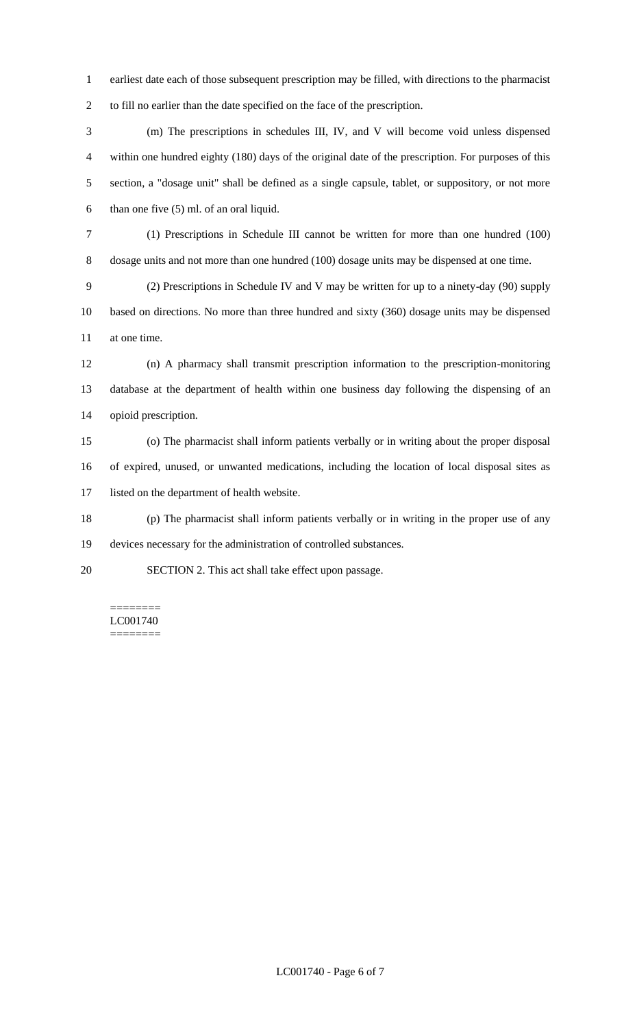earliest date each of those subsequent prescription may be filled, with directions to the pharmacist to fill no earlier than the date specified on the face of the prescription.

(m) The prescriptions in schedules III, IV, and V will become void unless dispensed within one hundred eighty (180) days of the original date of the prescription. For purposes of this section, a "dosage unit" shall be defined as a single capsule, tablet, or suppository, or not more than one five (5) ml. of an oral liquid.

(1) Prescriptions in Schedule III cannot be written for more than one hundred (100) dosage units and not more than one hundred (100) dosage units may be dispensed at one time.

(2) Prescriptions in Schedule IV and V may be written for up to a ninety-day (90) supply based on directions. No more than three hundred and sixty (360) dosage units may be dispensed at one time.

(n) A pharmacy shall transmit prescription information to the prescription-monitoring database at the department of health within one business day following the dispensing of an opioid prescription.

(o) The pharmacist shall inform patients verbally or in writing about the proper disposal of expired, unused, or unwanted medications, including the location of local disposal sites as listed on the department of health website.

(p) The pharmacist shall inform patients verbally or in writing in the proper use of any devices necessary for the administration of controlled substances.

SECTION 2. This act shall take effect upon passage.

========
LC001740
========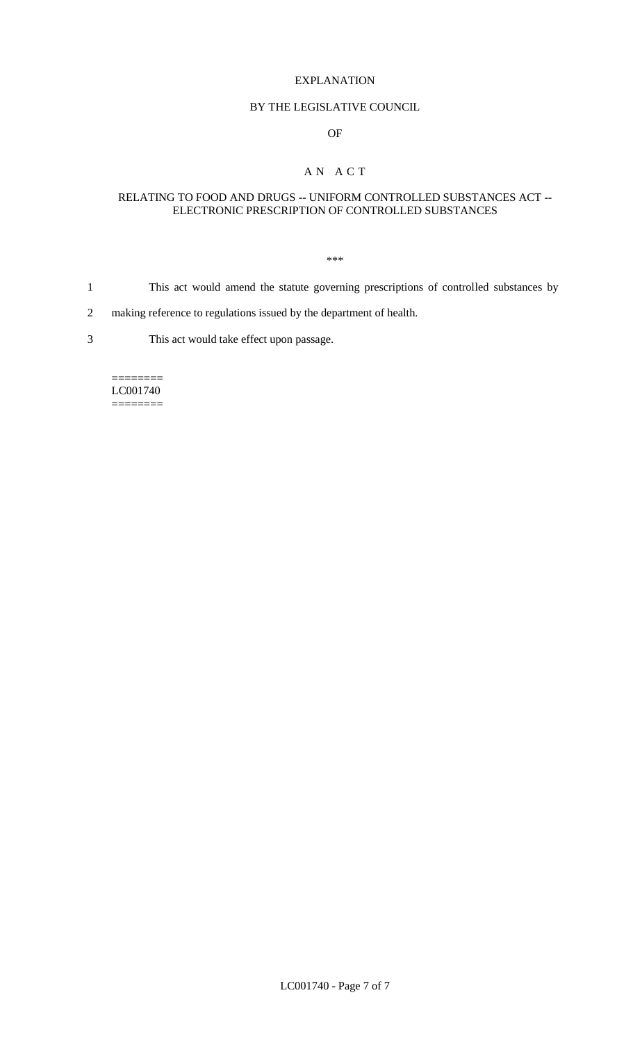EXPLANATION

BY THE LEGISLATIVE COUNCIL

OF

# A N A C T

RELATING TO FOOD AND DRUGS -- UNIFORM CONTROLLED SUBSTANCES ACT -- ELECTRONIC PRESCRIPTION OF CONTROLLED SUBSTANCES

\*\*\*

1 This act would amend the statute governing prescriptions of controlled substances by

2 making reference to regulations issued by the department of health.

3 This act would take effect upon passage.

========
LC001740
========